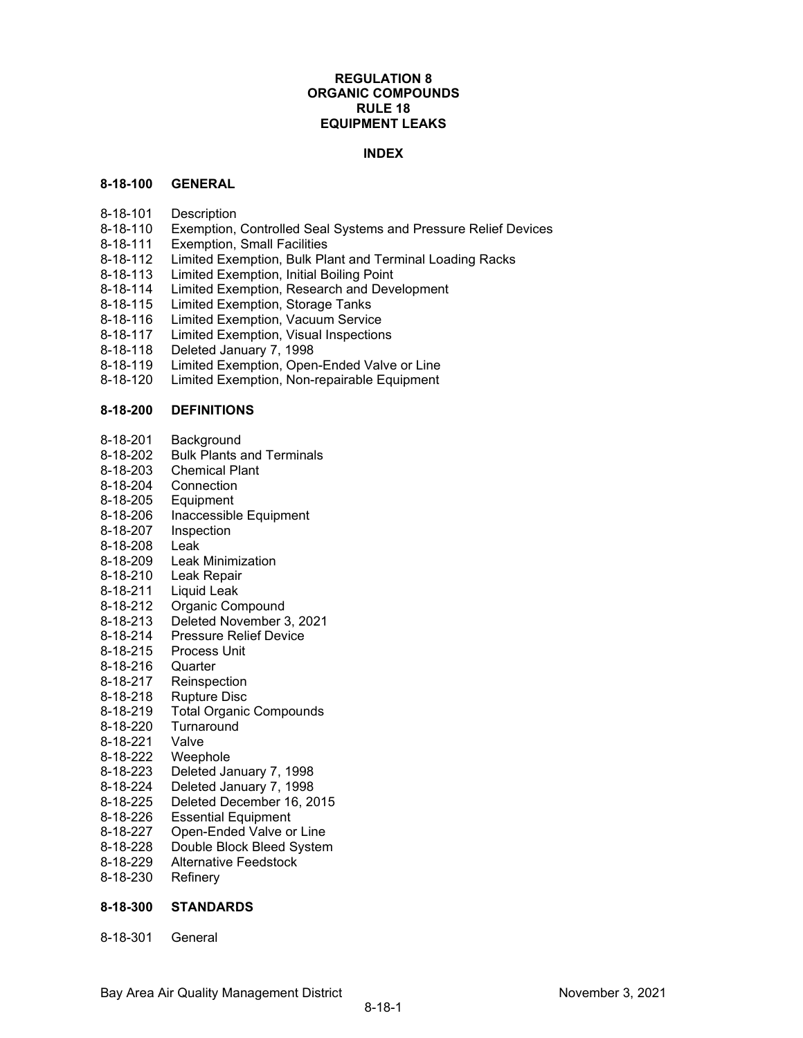# REGULATION 8
# ORGANIC COMPOUNDS
# RULE 18
# EQUIPMENT LEAKS

## INDEX

### 8-18-100 GENERAL

8-18-101 Description
8-18-110 Exemption, Controlled Seal Systems and Pressure Relief Devices
8-18-111 Exemption, Small Facilities
8-18-112 Limited Exemption, Bulk Plant and Terminal Loading Racks
8-18-113 Limited Exemption, Initial Boiling Point
8-18-114 Limited Exemption, Research and Development
8-18-115 Limited Exemption, Storage Tanks
8-18-116 Limited Exemption, Vacuum Service
8-18-117 Limited Exemption, Visual Inspections
8-18-118 Deleted January 7, 1998
8-18-119 Limited Exemption, Open-Ended Valve or Line
8-18-120 Limited Exemption, Non-repairable Equipment

### 8-18-200 DEFINITIONS

8-18-201 Background
8-18-202 Bulk Plants and Terminals
8-18-203 Chemical Plant
8-18-204 Connection
8-18-205 Equipment
8-18-206 Inaccessible Equipment
8-18-207 Inspection
8-18-208 Leak
8-18-209 Leak Minimization
8-18-210 Leak Repair
8-18-211 Liquid Leak
8-18-212 Organic Compound
8-18-213 Deleted November 3, 2021
8-18-214 Pressure Relief Device
8-18-215 Process Unit
8-18-216 Quarter
8-18-217 Reinspection
8-18-218 Rupture Disc
8-18-219 Total Organic Compounds
8-18-220 Turnaround
8-18-221 Valve
8-18-222 Weephole
8-18-223 Deleted January 7, 1998
8-18-224 Deleted January 7, 1998
8-18-225 Deleted December 16, 2015
8-18-226 Essential Equipment
8-18-227 Open-Ended Valve or Line
8-18-228 Double Block Bleed System
8-18-229 Alternative Feedstock
8-18-230 Refinery

### 8-18-300 STANDARDS

8-18-301 General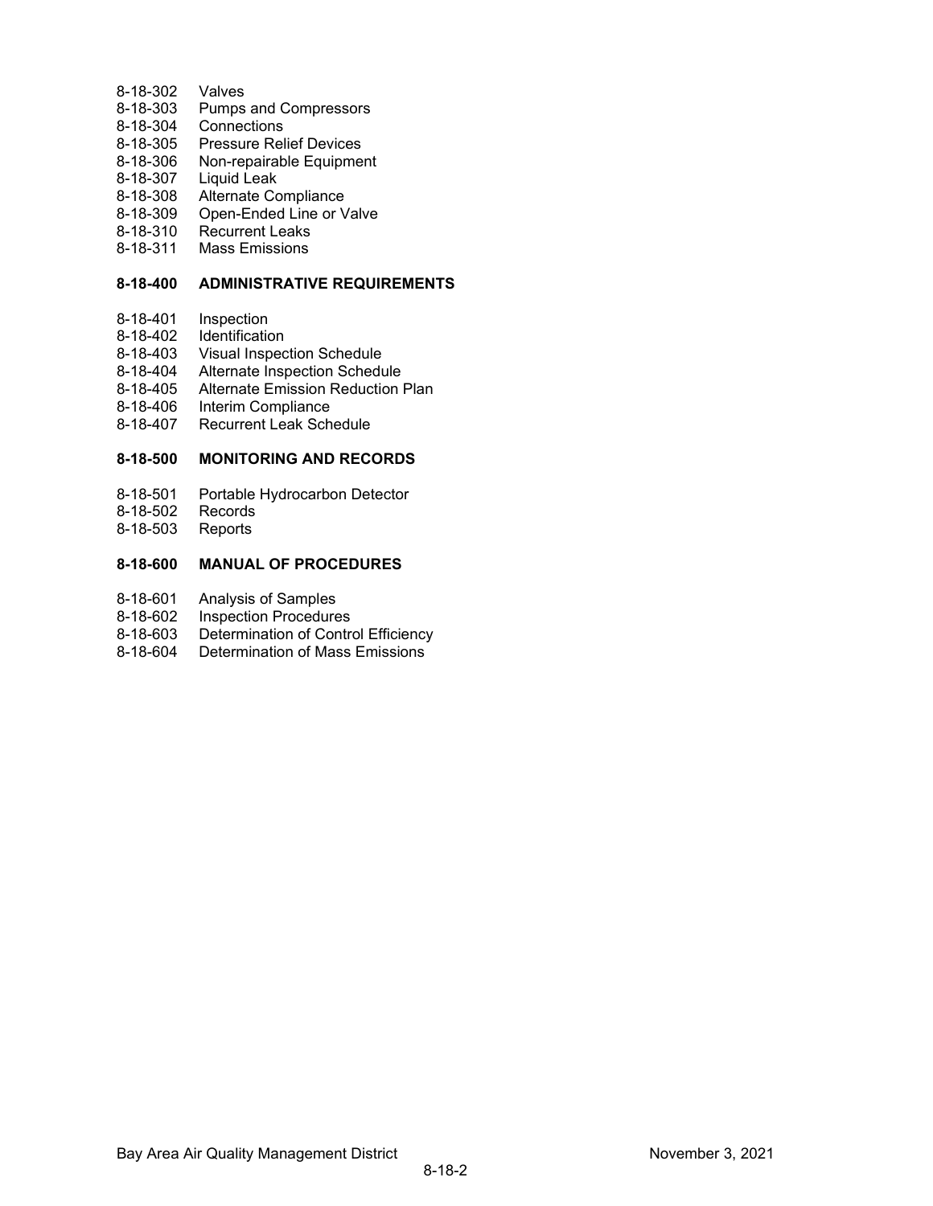8-18-302 Valves
8-18-303 Pumps and Compressors
8-18-304 Connections
8-18-305 Pressure Relief Devices
8-18-306 Non-repairable Equipment
8-18-307 Liquid Leak
8-18-308 Alternate Compliance
8-18-309 Open-Ended Line or Valve
8-18-310 Recurrent Leaks
8-18-311 Mass Emissions

**8-18-400 ADMINISTRATIVE REQUIREMENTS**

8-18-401 Inspection
8-18-402 Identification
8-18-403 Visual Inspection Schedule
8-18-404 Alternate Inspection Schedule
8-18-405 Alternate Emission Reduction Plan
8-18-406 Interim Compliance
8-18-407 Recurrent Leak Schedule

**8-18-500 MONITORING AND RECORDS**

8-18-501 Portable Hydrocarbon Detector
8-18-502 Records
8-18-503 Reports

**8-18-600 MANUAL OF PROCEDURES**

8-18-601 Analysis of Samples
8-18-602 Inspection Procedures
8-18-603 Determination of Control Efficiency
8-18-604 Determination of Mass Emissions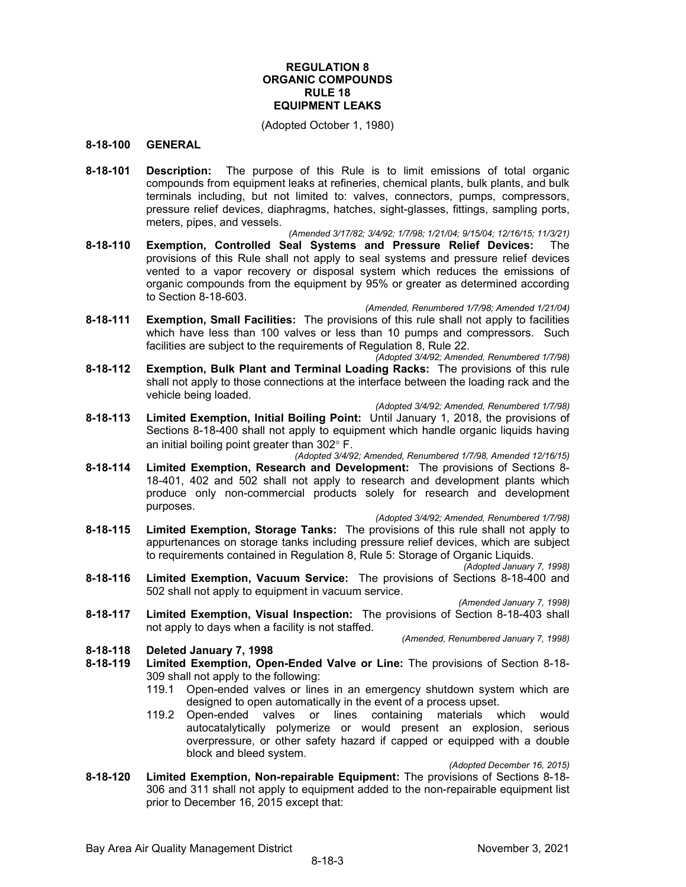# REGULATION 8
# ORGANIC COMPOUNDS
# RULE 18
# EQUIPMENT LEAKS

(Adopted October 1, 1980)

## 8-18-100 GENERAL

**8-18-101 Description:** The purpose of this Rule is to limit emissions of total organic compounds from equipment leaks at refineries, chemical plants, bulk plants, and bulk terminals including, but not limited to: valves, connectors, pumps, compressors, pressure relief devices, diaphragms, hatches, sight-glasses, fittings, sampling ports, meters, pipes, and vessels.

*(Amended 3/17/82; 3/4/92; 1/7/98; 1/21/04; 9/15/04; 12/16/15; 11/3/21)*

**8-18-110 Exemption, Controlled Seal Systems and Pressure Relief Devices:** The provisions of this Rule shall not apply to seal systems and pressure relief devices vented to a vapor recovery or disposal system which reduces the emissions of organic compounds from the equipment by 95% or greater as determined according to Section 8-18-603.

*(Amended, Renumbered 1/7/98; Amended 1/21/04)*

**8-18-111 Exemption, Small Facilities:** The provisions of this rule shall not apply to facilities which have less than 100 valves or less than 10 pumps and compressors. Such facilities are subject to the requirements of Regulation 8, Rule 22.

*(Adopted 3/4/92; Amended, Renumbered 1/7/98)*

**8-18-112 Exemption, Bulk Plant and Terminal Loading Racks:** The provisions of this rule shall not apply to those connections at the interface between the loading rack and the vehicle being loaded.

*(Adopted 3/4/92; Amended, Renumbered 1/7/98)*

**8-18-113 Limited Exemption, Initial Boiling Point:** Until January 1, 2018, the provisions of Sections 8-18-400 shall not apply to equipment which handle organic liquids having an initial boiling point greater than 302° F.

*(Adopted 3/4/92; Amended, Renumbered 1/7/98, Amended 12/16/15)*

**8-18-114 Limited Exemption, Research and Development:** The provisions of Sections 8-18-401, 402 and 502 shall not apply to research and development plants which produce only non-commercial products solely for research and development purposes.

*(Adopted 3/4/92; Amended, Renumbered 1/7/98)*

**8-18-115 Limited Exemption, Storage Tanks:** The provisions of this rule shall not apply to appurtenances on storage tanks including pressure relief devices, which are subject to requirements contained in Regulation 8, Rule 5: Storage of Organic Liquids.

*(Adopted January 7, 1998)*

**8-18-116 Limited Exemption, Vacuum Service:** The provisions of Sections 8-18-400 and 502 shall not apply to equipment in vacuum service.

*(Amended January 7, 1998)*

**8-18-117 Limited Exemption, Visual Inspection:** The provisions of Section 8-18-403 shall not apply to days when a facility is not staffed.

*(Amended, Renumbered January 7, 1998)*

**8-18-118 Deleted January 7, 1998**

**8-18-119 Limited Exemption, Open-Ended Valve or Line:** The provisions of Section 8-18-309 shall not apply to the following:

- 119.1 Open-ended valves or lines in an emergency shutdown system which are designed to open automatically in the event of a process upset.
- 119.2 Open-ended valves or lines containing materials which would autocatalytically polymerize or would present an explosion, serious overpressure, or other safety hazard if capped or equipped with a double block and bleed system.

*(Adopted December 16, 2015)*

**8-18-120 Limited Exemption, Non-repairable Equipment:** The provisions of Sections 8-18-306 and 311 shall not apply to equipment added to the non-repairable equipment list prior to December 16, 2015 except that: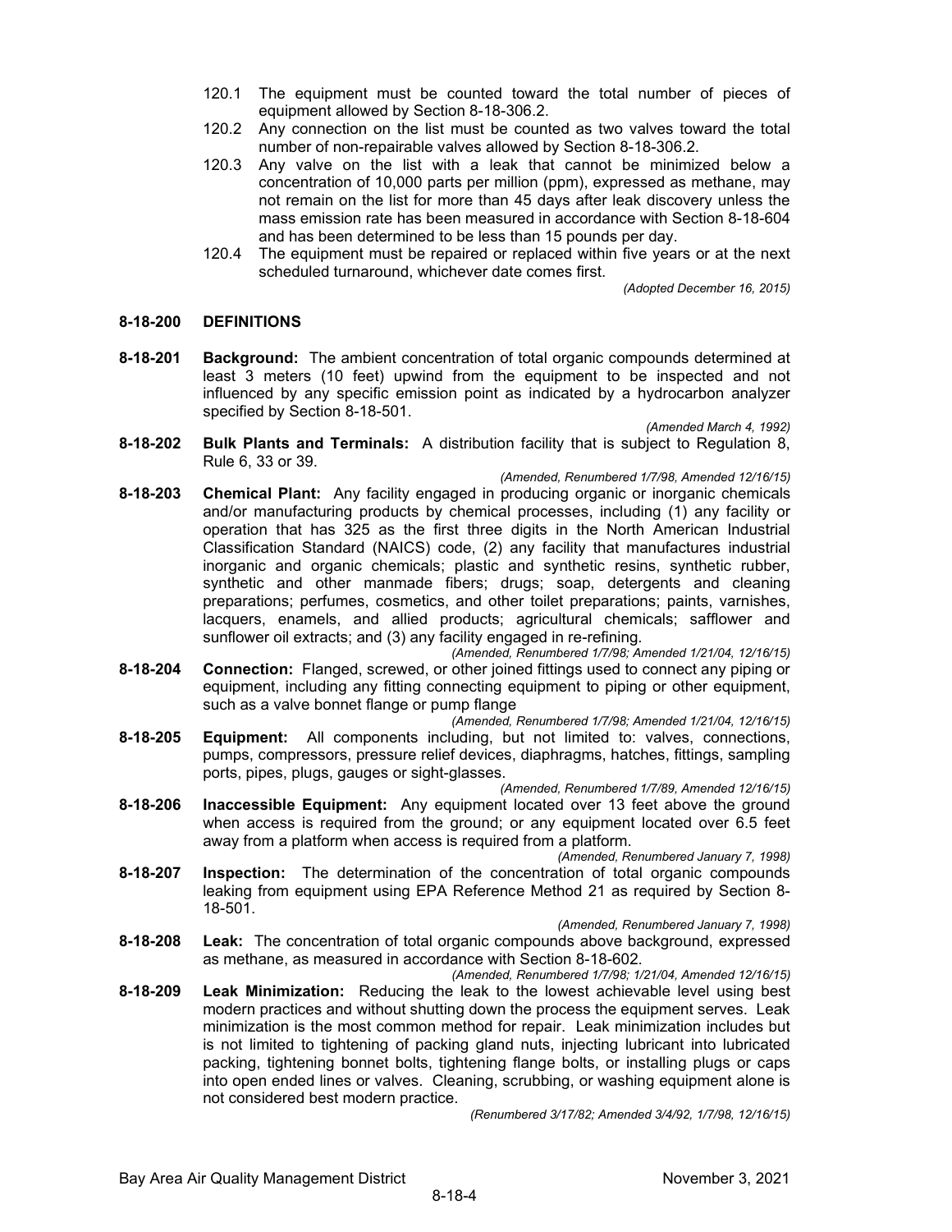120.1 The equipment must be counted toward the total number of pieces of equipment allowed by Section 8-18-306.2.

120.2 Any connection on the list must be counted as two valves toward the total number of non-repairable valves allowed by Section 8-18-306.2.

120.3 Any valve on the list with a leak that cannot be minimized below a concentration of 10,000 parts per million (ppm), expressed as methane, may not remain on the list for more than 45 days after leak discovery unless the mass emission rate has been measured in accordance with Section 8-18-604 and has been determined to be less than 15 pounds per day.

120.4 The equipment must be repaired or replaced within five years or at the next scheduled turnaround, whichever date comes first.

*(Adopted December 16, 2015)*

## 8-18-200 DEFINITIONS

**8-18-201 Background:** The ambient concentration of total organic compounds determined at least 3 meters (10 feet) upwind from the equipment to be inspected and not influenced by any specific emission point as indicated by a hydrocarbon analyzer specified by Section 8-18-501.

*(Amended March 4, 1992)*

**8-18-202 Bulk Plants and Terminals:** A distribution facility that is subject to Regulation 8, Rule 6, 33 or 39.

*(Amended, Renumbered 1/7/98, Amended 12/16/15)*

**8-18-203 Chemical Plant:** Any facility engaged in producing organic or inorganic chemicals and/or manufacturing products by chemical processes, including (1) any facility or operation that has 325 as the first three digits in the North American Industrial Classification Standard (NAICS) code, (2) any facility that manufactures industrial inorganic and organic chemicals; plastic and synthetic resins, synthetic rubber, synthetic and other manmade fibers; drugs; soap, detergents and cleaning preparations; perfumes, cosmetics, and other toilet preparations; paints, varnishes, lacquers, enamels, and allied products; agricultural chemicals; safflower and sunflower oil extracts; and (3) any facility engaged in re-refining.

*(Amended, Renumbered 1/7/98; Amended 1/21/04, 12/16/15)*

**8-18-204 Connection:** Flanged, screwed, or other joined fittings used to connect any piping or equipment, including any fitting connecting equipment to piping or other equipment, such as a valve bonnet flange or pump flange

*(Amended, Renumbered 1/7/98; Amended 1/21/04, 12/16/15)*

**8-18-205 Equipment:** All components including, but not limited to: valves, connections, pumps, compressors, pressure relief devices, diaphragms, hatches, fittings, sampling ports, pipes, plugs, gauges or sight-glasses.

*(Amended, Renumbered 1/7/89, Amended 12/16/15)*

**8-18-206 Inaccessible Equipment:** Any equipment located over 13 feet above the ground when access is required from the ground; or any equipment located over 6.5 feet away from a platform when access is required from a platform.

*(Amended, Renumbered January 7, 1998)*

**8-18-207 Inspection:** The determination of the concentration of total organic compounds leaking from equipment using EPA Reference Method 21 as required by Section 8-18-501.

*(Amended, Renumbered January 7, 1998)*

**8-18-208 Leak:** The concentration of total organic compounds above background, expressed as methane, as measured in accordance with Section 8-18-602.

*(Amended, Renumbered 1/7/98; 1/21/04, Amended 12/16/15)*

**8-18-209 Leak Minimization:** Reducing the leak to the lowest achievable level using best modern practices and without shutting down the process the equipment serves. Leak minimization is the most common method for repair. Leak minimization includes but is not limited to tightening of packing gland nuts, injecting lubricant into lubricated packing, tightening bonnet bolts, tightening flange bolts, or installing plugs or caps into open ended lines or valves. Cleaning, scrubbing, or washing equipment alone is not considered best modern practice.

*(Renumbered 3/17/82; Amended 3/4/92, 1/7/98, 12/16/15)*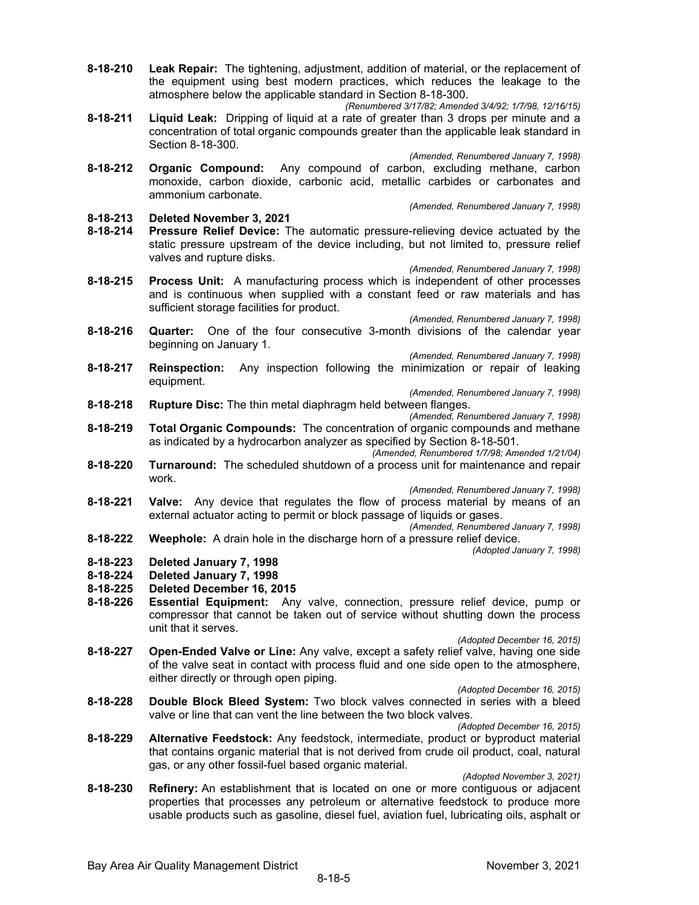**8-18-210 Leak Repair:** The tightening, adjustment, addition of material, or the replacement of the equipment using best modern practices, which reduces the leakage to the atmosphere below the applicable standard in Section 8-18-300.

*(Renumbered 3/17/82; Amended 3/4/92; 1/7/98, 12/16/15)*

**8-18-211 Liquid Leak:** Dripping of liquid at a rate of greater than 3 drops per minute and a concentration of total organic compounds greater than the applicable leak standard in Section 8-18-300.

*(Amended, Renumbered January 7, 1998)*

**8-18-212 Organic Compound:** Any compound of carbon, excluding methane, carbon monoxide, carbon dioxide, carbonic acid, metallic carbides or carbonates and ammonium carbonate.

*(Amended, Renumbered January 7, 1998)*

**8-18-213 Deleted November 3, 2021**

**8-18-214 Pressure Relief Device:** The automatic pressure-relieving device actuated by the static pressure upstream of the device including, but not limited to, pressure relief valves and rupture disks.

*(Amended, Renumbered January 7, 1998)*

**8-18-215 Process Unit:** A manufacturing process which is independent of other processes and is continuous when supplied with a constant feed or raw materials and has sufficient storage facilities for product.

*(Amended, Renumbered January 7, 1998)*

**8-18-216 Quarter:** One of the four consecutive 3-month divisions of the calendar year beginning on January 1.

*(Amended, Renumbered January 7, 1998)*

**8-18-217 Reinspection:** Any inspection following the minimization or repair of leaking equipment.

*(Amended, Renumbered January 7, 1998)*

**8-18-218 Rupture Disc:** The thin metal diaphragm held between flanges.

*(Amended, Renumbered January 7, 1998)*

**8-18-219 Total Organic Compounds:** The concentration of organic compounds and methane as indicated by a hydrocarbon analyzer as specified by Section 8-18-501.

*(Amended, Renumbered 1/7/98; Amended 1/21/04)*

**8-18-220 Turnaround:** The scheduled shutdown of a process unit for maintenance and repair work.

*(Amended, Renumbered January 7, 1998)*

**8-18-221 Valve:** Any device that regulates the flow of process material by means of an external actuator acting to permit or block passage of liquids or gases.

*(Amended, Renumbered January 7, 1998)*

**8-18-222 Weephole:** A drain hole in the discharge horn of a pressure relief device.

*(Adopted January 7, 1998)*

**8-18-223 Deleted January 7, 1998**

**8-18-224 Deleted January 7, 1998**

**8-18-225 Deleted December 16, 2015**

**8-18-226 Essential Equipment:** Any valve, connection, pressure relief device, pump or compressor that cannot be taken out of service without shutting down the process unit that it serves.

*(Adopted December 16, 2015)*

**8-18-227 Open-Ended Valve or Line:** Any valve, except a safety relief valve, having one side of the valve seat in contact with process fluid and one side open to the atmosphere, either directly or through open piping.

*(Adopted December 16, 2015)*

**8-18-228 Double Block Bleed System:** Two block valves connected in series with a bleed valve or line that can vent the line between the two block valves.

*(Adopted December 16, 2015)*

**8-18-229 Alternative Feedstock:** Any feedstock, intermediate, product or byproduct material that contains organic material that is not derived from crude oil product, coal, natural gas, or any other fossil-fuel based organic material.

*(Adopted November 3, 2021)*

**8-18-230 Refinery:** An establishment that is located on one or more contiguous or adjacent properties that processes any petroleum or alternative feedstock to produce more usable products such as gasoline, diesel fuel, aviation fuel, lubricating oils, asphalt or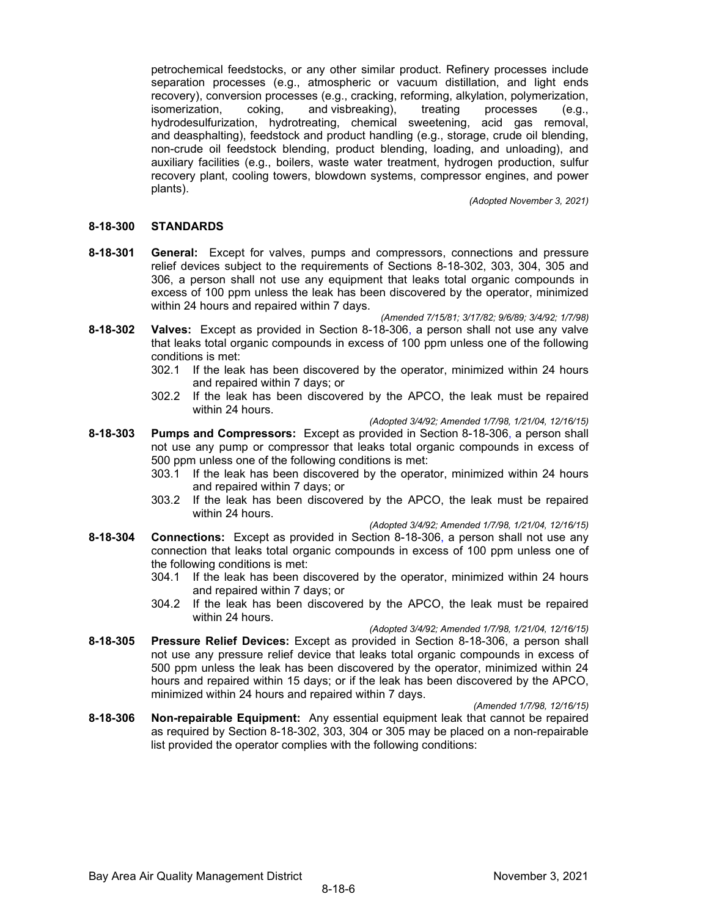petrochemical feedstocks, or any other similar product. Refinery processes include separation processes (e.g., atmospheric or vacuum distillation, and light ends recovery), conversion processes (e.g., cracking, reforming, alkylation, polymerization, isomerization, coking, and visbreaking), treating processes (e.g., hydrodesulfurization, hydrotreating, chemical sweetening, acid gas removal, and deasphalting), feedstock and product handling (e.g., storage, crude oil blending, non-crude oil feedstock blending, product blending, loading, and unloading), and auxiliary facilities (e.g., boilers, waste water treatment, hydrogen production, sulfur recovery plant, cooling towers, blowdown systems, compressor engines, and power plants).

*(Adopted November 3, 2021)*

## 8-18-300 STANDARDS

**8-18-301 General:** Except for valves, pumps and compressors, connections and pressure relief devices subject to the requirements of Sections 8-18-302, 303, 304, 305 and 306, a person shall not use any equipment that leaks total organic compounds in excess of 100 ppm unless the leak has been discovered by the operator, minimized within 24 hours and repaired within 7 days.

*(Amended 7/15/81; 3/17/82; 9/6/89; 3/4/92; 1/7/98)*

**8-18-302 Valves:** Except as provided in Section 8-18-306, a person shall not use any valve that leaks total organic compounds in excess of 100 ppm unless one of the following conditions is met:

302.1 If the leak has been discovered by the operator, minimized within 24 hours and repaired within 7 days; or

302.2 If the leak has been discovered by the APCO, the leak must be repaired within 24 hours.

*(Adopted 3/4/92; Amended 1/7/98, 1/21/04, 12/16/15)*

**8-18-303 Pumps and Compressors:** Except as provided in Section 8-18-306, a person shall not use any pump or compressor that leaks total organic compounds in excess of 500 ppm unless one of the following conditions is met:

303.1 If the leak has been discovered by the operator, minimized within 24 hours and repaired within 7 days; or

303.2 If the leak has been discovered by the APCO, the leak must be repaired within 24 hours.

*(Adopted 3/4/92; Amended 1/7/98, 1/21/04, 12/16/15)*

**8-18-304 Connections:** Except as provided in Section 8-18-306, a person shall not use any connection that leaks total organic compounds in excess of 100 ppm unless one of the following conditions is met:

304.1 If the leak has been discovered by the operator, minimized within 24 hours and repaired within 7 days; or

304.2 If the leak has been discovered by the APCO, the leak must be repaired within 24 hours.

*(Adopted 3/4/92; Amended 1/7/98, 1/21/04, 12/16/15)*

**8-18-305 Pressure Relief Devices:** Except as provided in Section 8-18-306, a person shall not use any pressure relief device that leaks total organic compounds in excess of 500 ppm unless the leak has been discovered by the operator, minimized within 24 hours and repaired within 15 days; or if the leak has been discovered by the APCO, minimized within 24 hours and repaired within 7 days.

*(Amended 1/7/98, 12/16/15)*

**8-18-306 Non-repairable Equipment:** Any essential equipment leak that cannot be repaired as required by Section 8-18-302, 303, 304 or 305 may be placed on a non-repairable list provided the operator complies with the following conditions: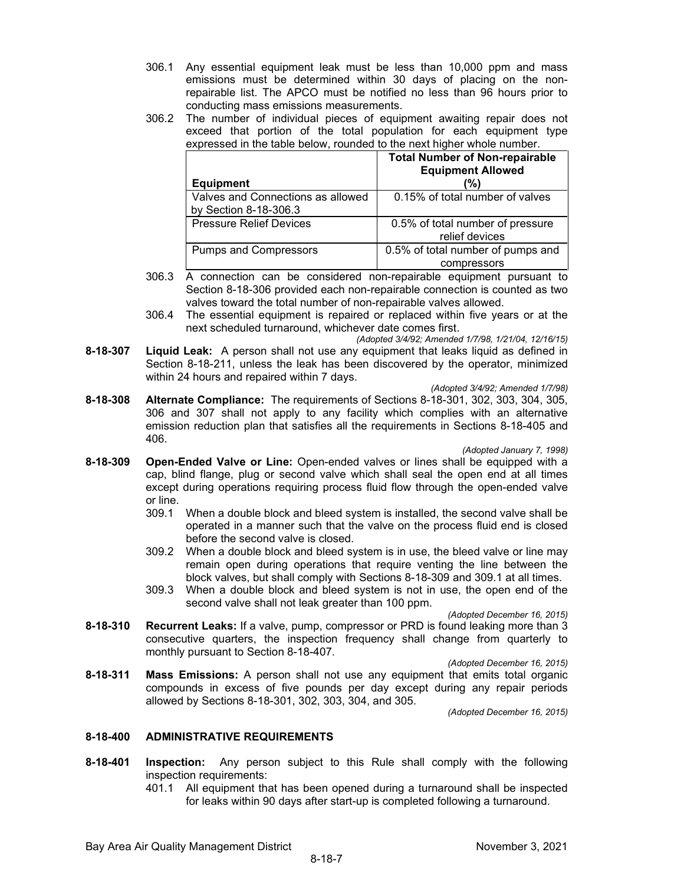306.1 Any essential equipment leak must be less than 10,000 ppm and mass emissions must be determined within 30 days of placing on the non-repairable list. The APCO must be notified no less than 96 hours prior to conducting mass emissions measurements.

306.2 The number of individual pieces of equipment awaiting repair does not exceed that portion of the total population for each equipment type expressed in the table below, rounded to the next higher whole number.

| Equipment | Total Number of Non-repairable Equipment Allowed (%) |
|---|---|
| Valves and Connections as allowed by Section 8-18-306.3 | 0.15% of total number of valves |
| Pressure Relief Devices | 0.5% of total number of pressure relief devices |
| Pumps and Compressors | 0.5% of total number of pumps and compressors |

306.3 A connection can be considered non-repairable equipment pursuant to Section 8-18-306 provided each non-repairable connection is counted as two valves toward the total number of non-repairable valves allowed.

306.4 The essential equipment is repaired or replaced within five years or at the next scheduled turnaround, whichever date comes first.

*(Adopted 3/4/92; Amended 1/7/98, 1/21/04, 12/16/15)*

**8-18-307 Liquid Leak:** A person shall not use any equipment that leaks liquid as defined in Section 8-18-211, unless the leak has been discovered by the operator, minimized within 24 hours and repaired within 7 days.

*(Adopted 3/4/92; Amended 1/7/98)*

**8-18-308 Alternate Compliance:** The requirements of Sections 8-18-301, 302, 303, 304, 305, 306 and 307 shall not apply to any facility which complies with an alternative emission reduction plan that satisfies all the requirements in Sections 8-18-405 and 406.

*(Adopted January 7, 1998)*

**8-18-309 Open-Ended Valve or Line:** Open-ended valves or lines shall be equipped with a cap, blind flange, plug or second valve which shall seal the open end at all times except during operations requiring process fluid flow through the open-ended valve or line.

309.1 When a double block and bleed system is installed, the second valve shall be operated in a manner such that the valve on the process fluid end is closed before the second valve is closed.

309.2 When a double block and bleed system is in use, the bleed valve or line may remain open during operations that require venting the line between the block valves, but shall comply with Sections 8-18-309 and 309.1 at all times.

309.3 When a double block and bleed system is not in use, the open end of the second valve shall not leak greater than 100 ppm.

*(Adopted December 16, 2015)*

**8-18-310 Recurrent Leaks:** If a valve, pump, compressor or PRD is found leaking more than 3 consecutive quarters, the inspection frequency shall change from quarterly to monthly pursuant to Section 8-18-407.

*(Adopted December 16, 2015)*

**8-18-311 Mass Emissions:** A person shall not use any equipment that emits total organic compounds in excess of five pounds per day except during any repair periods allowed by Sections 8-18-301, 302, 303, 304, and 305.

*(Adopted December 16, 2015)*

## 8-18-400 ADMINISTRATIVE REQUIREMENTS

**8-18-401 Inspection:** Any person subject to this Rule shall comply with the following inspection requirements:

401.1 All equipment that has been opened during a turnaround shall be inspected for leaks within 90 days after start-up is completed following a turnaround.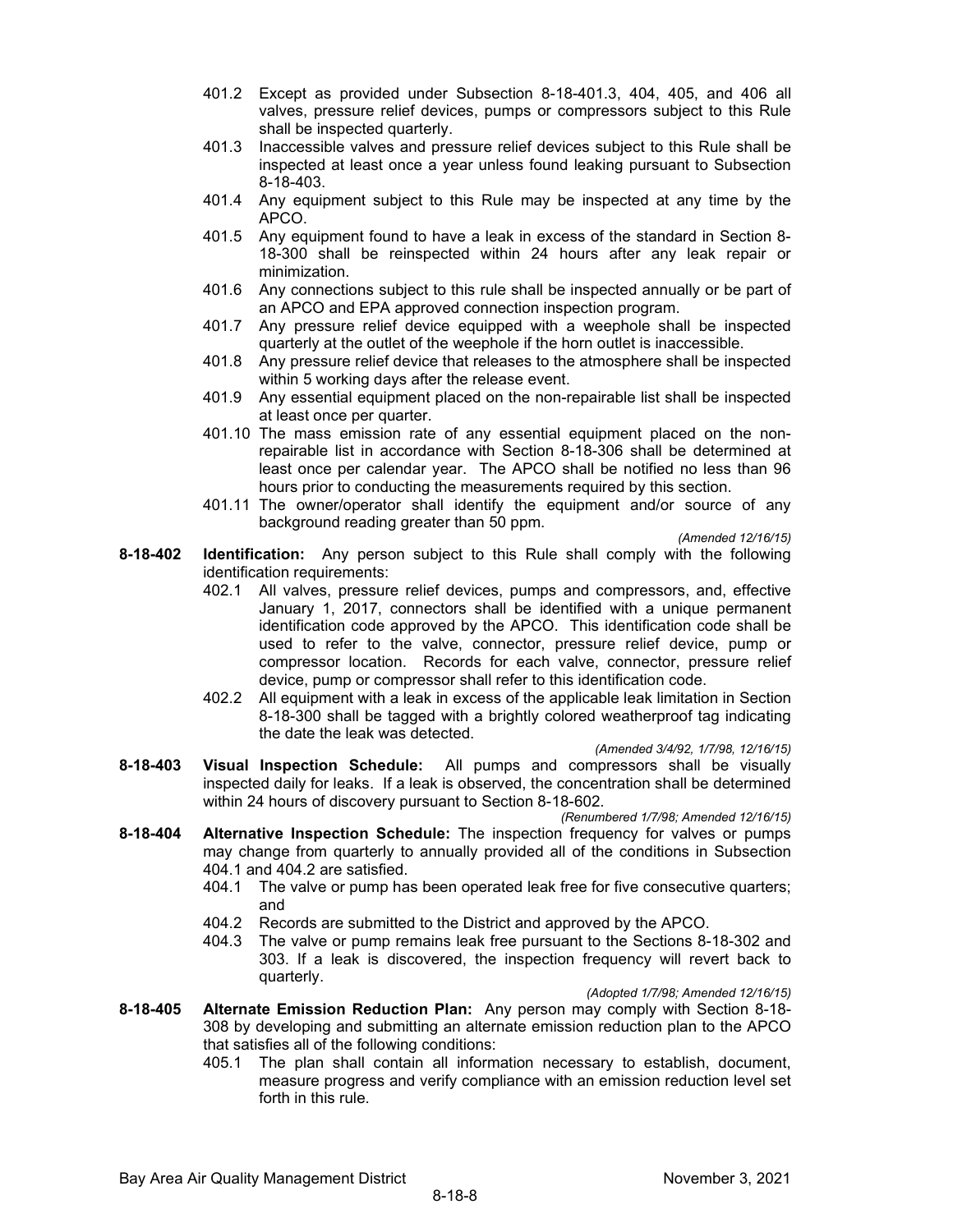401.2 Except as provided under Subsection 8-18-401.3, 404, 405, and 406 all valves, pressure relief devices, pumps or compressors subject to this Rule shall be inspected quarterly.

401.3 Inaccessible valves and pressure relief devices subject to this Rule shall be inspected at least once a year unless found leaking pursuant to Subsection 8-18-403.

401.4 Any equipment subject to this Rule may be inspected at any time by the APCO.

401.5 Any equipment found to have a leak in excess of the standard in Section 8-18-300 shall be reinspected within 24 hours after any leak repair or minimization.

401.6 Any connections subject to this rule shall be inspected annually or be part of an APCO and EPA approved connection inspection program.

401.7 Any pressure relief device equipped with a weephole shall be inspected quarterly at the outlet of the weephole if the horn outlet is inaccessible.

401.8 Any pressure relief device that releases to the atmosphere shall be inspected within 5 working days after the release event.

401.9 Any essential equipment placed on the non-repairable list shall be inspected at least once per quarter.

401.10 The mass emission rate of any essential equipment placed on the non-repairable list in accordance with Section 8-18-306 shall be determined at least once per calendar year. The APCO shall be notified no less than 96 hours prior to conducting the measurements required by this section.

401.11 The owner/operator shall identify the equipment and/or source of any background reading greater than 50 ppm.

*(Amended 12/16/15)*

**8-18-402 Identification:** Any person subject to this Rule shall comply with the following identification requirements:

402.1 All valves, pressure relief devices, pumps and compressors, and, effective January 1, 2017, connectors shall be identified with a unique permanent identification code approved by the APCO. This identification code shall be used to refer to the valve, connector, pressure relief device, pump or compressor location. Records for each valve, connector, pressure relief device, pump or compressor shall refer to this identification code.

402.2 All equipment with a leak in excess of the applicable leak limitation in Section 8-18-300 shall be tagged with a brightly colored weatherproof tag indicating the date the leak was detected.

*(Amended 3/4/92, 1/7/98, 12/16/15)*

**8-18-403 Visual Inspection Schedule:** All pumps and compressors shall be visually inspected daily for leaks. If a leak is observed, the concentration shall be determined within 24 hours of discovery pursuant to Section 8-18-602.

*(Renumbered 1/7/98; Amended 12/16/15)*

**8-18-404 Alternative Inspection Schedule:** The inspection frequency for valves or pumps may change from quarterly to annually provided all of the conditions in Subsection 404.1 and 404.2 are satisfied.

404.1 The valve or pump has been operated leak free for five consecutive quarters; and

404.2 Records are submitted to the District and approved by the APCO.

404.3 The valve or pump remains leak free pursuant to the Sections 8-18-302 and 303. If a leak is discovered, the inspection frequency will revert back to quarterly.

*(Adopted 1/7/98; Amended 12/16/15)*

**8-18-405 Alternate Emission Reduction Plan:** Any person may comply with Section 8-18-308 by developing and submitting an alternate emission reduction plan to the APCO that satisfies all of the following conditions:

405.1 The plan shall contain all information necessary to establish, document, measure progress and verify compliance with an emission reduction level set forth in this rule.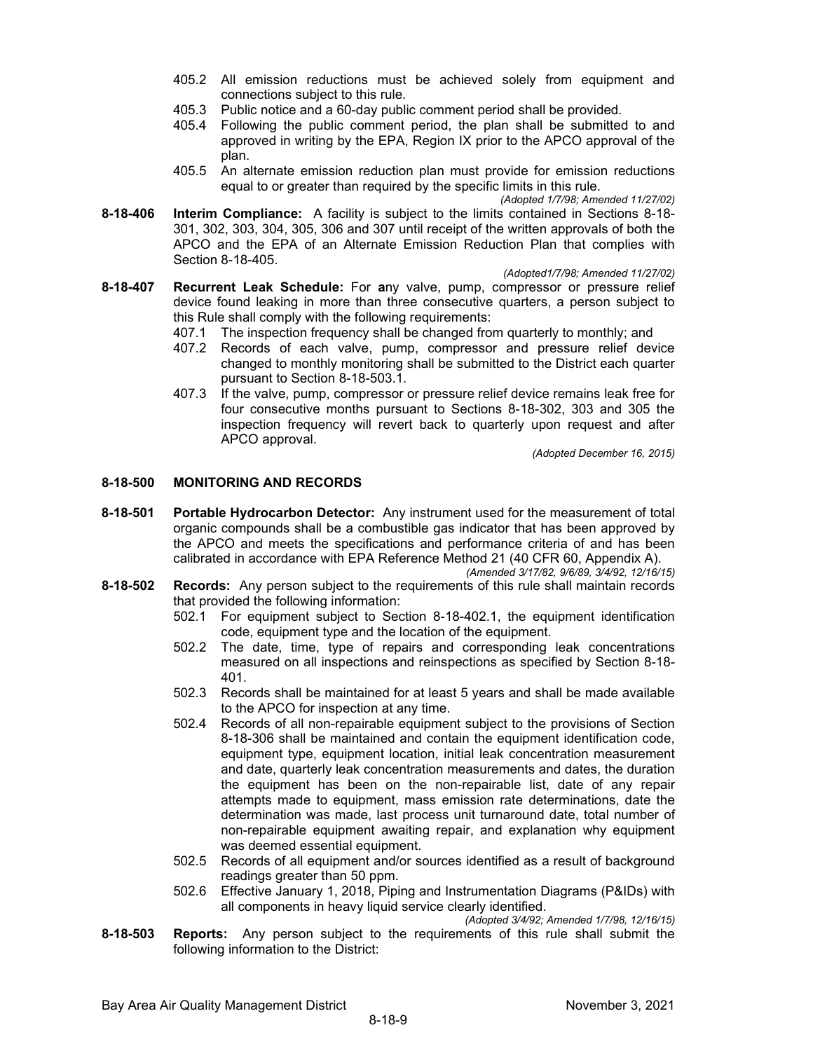405.2 All emission reductions must be achieved solely from equipment and connections subject to this rule.

405.3 Public notice and a 60-day public comment period shall be provided.

405.4 Following the public comment period, the plan shall be submitted to and approved in writing by the EPA, Region IX prior to the APCO approval of the plan.

405.5 An alternate emission reduction plan must provide for emission reductions equal to or greater than required by the specific limits in this rule.

*(Adopted 1/7/98; Amended 11/27/02)*

**8-18-406 Interim Compliance:** A facility is subject to the limits contained in Sections 8-18-301, 302, 303, 304, 305, 306 and 307 until receipt of the written approvals of both the APCO and the EPA of an Alternate Emission Reduction Plan that complies with Section 8-18-405.

*(Adopted1/7/98; Amended 11/27/02)*

**8-18-407 Recurrent Leak Schedule:** For **a**ny valve, pump, compressor or pressure relief device found leaking in more than three consecutive quarters, a person subject to this Rule shall comply with the following requirements:

407.1 The inspection frequency shall be changed from quarterly to monthly; and

407.2 Records of each valve, pump, compressor and pressure relief device changed to monthly monitoring shall be submitted to the District each quarter pursuant to Section 8-18-503.1.

407.3 If the valve, pump, compressor or pressure relief device remains leak free for four consecutive months pursuant to Sections 8-18-302, 303 and 305 the inspection frequency will revert back to quarterly upon request and after APCO approval.

*(Adopted December 16, 2015)*

## 8-18-500 MONITORING AND RECORDS

**8-18-501 Portable Hydrocarbon Detector:** Any instrument used for the measurement of total organic compounds shall be a combustible gas indicator that has been approved by the APCO and meets the specifications and performance criteria of and has been calibrated in accordance with EPA Reference Method 21 (40 CFR 60, Appendix A).

*(Amended 3/17/82, 9/6/89, 3/4/92, 12/16/15)*

**8-18-502 Records:** Any person subject to the requirements of this rule shall maintain records that provided the following information:

502.1 For equipment subject to Section 8-18-402.1, the equipment identification code, equipment type and the location of the equipment.

502.2 The date, time, type of repairs and corresponding leak concentrations measured on all inspections and reinspections as specified by Section 8-18-401.

502.3 Records shall be maintained for at least 5 years and shall be made available to the APCO for inspection at any time.

502.4 Records of all non-repairable equipment subject to the provisions of Section 8-18-306 shall be maintained and contain the equipment identification code, equipment type, equipment location, initial leak concentration measurement and date, quarterly leak concentration measurements and dates, the duration the equipment has been on the non-repairable list, date of any repair attempts made to equipment, mass emission rate determinations, date the determination was made, last process unit turnaround date, total number of non-repairable equipment awaiting repair, and explanation why equipment was deemed essential equipment.

502.5 Records of all equipment and/or sources identified as a result of background readings greater than 50 ppm.

502.6 Effective January 1, 2018, Piping and Instrumentation Diagrams (P&IDs) with all components in heavy liquid service clearly identified.

*(Adopted 3/4/92; Amended 1/7/98, 12/16/15)*

**8-18-503 Reports:** Any person subject to the requirements of this rule shall submit the following information to the District: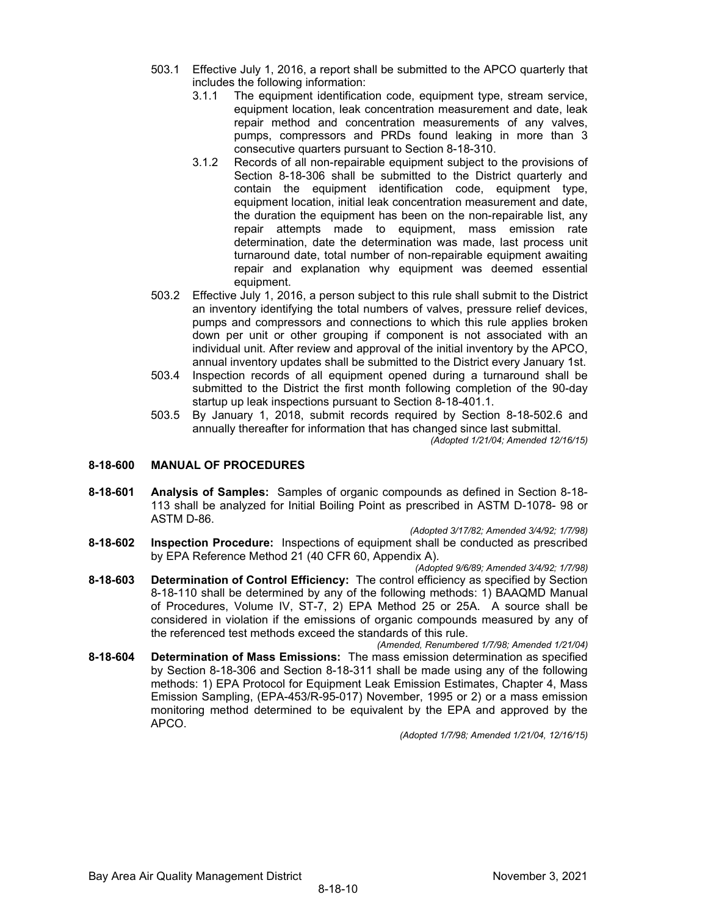503.1 Effective July 1, 2016, a report shall be submitted to the APCO quarterly that includes the following information:

   3.1.1 The equipment identification code, equipment type, stream service, equipment location, leak concentration measurement and date, leak repair method and concentration measurements of any valves, pumps, compressors and PRDs found leaking in more than 3 consecutive quarters pursuant to Section 8-18-310.

   3.1.2 Records of all non-repairable equipment subject to the provisions of Section 8-18-306 shall be submitted to the District quarterly and contain the equipment identification code, equipment type, equipment location, initial leak concentration measurement and date, the duration the equipment has been on the non-repairable list, any repair attempts made to equipment, mass emission rate determination, date the determination was made, last process unit turnaround date, total number of non-repairable equipment awaiting repair and explanation why equipment was deemed essential equipment.

503.2 Effective July 1, 2016, a person subject to this rule shall submit to the District an inventory identifying the total numbers of valves, pressure relief devices, pumps and compressors and connections to which this rule applies broken down per unit or other grouping if component is not associated with an individual unit. After review and approval of the initial inventory by the APCO, annual inventory updates shall be submitted to the District every January 1st.

503.4 Inspection records of all equipment opened during a turnaround shall be submitted to the District the first month following completion of the 90-day startup up leak inspections pursuant to Section 8-18-401.1.

503.5 By January 1, 2018, submit records required by Section 8-18-502.6 and annually thereafter for information that has changed since last submittal.

*(Adopted 1/21/04; Amended 12/16/15)*

## 8-18-600 MANUAL OF PROCEDURES

**8-18-601 Analysis of Samples:** Samples of organic compounds as defined in Section 8-18-113 shall be analyzed for Initial Boiling Point as prescribed in ASTM D-1078- 98 or ASTM D-86.

*(Adopted 3/17/82; Amended 3/4/92; 1/7/98)*

**8-18-602 Inspection Procedure:** Inspections of equipment shall be conducted as prescribed by EPA Reference Method 21 (40 CFR 60, Appendix A).

*(Adopted 9/6/89; Amended 3/4/92; 1/7/98)*

**8-18-603 Determination of Control Efficiency:** The control efficiency as specified by Section 8-18-110 shall be determined by any of the following methods: 1) BAAQMD Manual of Procedures, Volume IV, ST-7, 2) EPA Method 25 or 25A. A source shall be considered in violation if the emissions of organic compounds measured by any of the referenced test methods exceed the standards of this rule.

*(Amended, Renumbered 1/7/98; Amended 1/21/04)*

**8-18-604 Determination of Mass Emissions:** The mass emission determination as specified by Section 8-18-306 and Section 8-18-311 shall be made using any of the following methods: 1) EPA Protocol for Equipment Leak Emission Estimates, Chapter 4, Mass Emission Sampling, (EPA-453/R-95-017) November, 1995 or 2) or a mass emission monitoring method determined to be equivalent by the EPA and approved by the APCO.

*(Adopted 1/7/98; Amended 1/21/04, 12/16/15)*